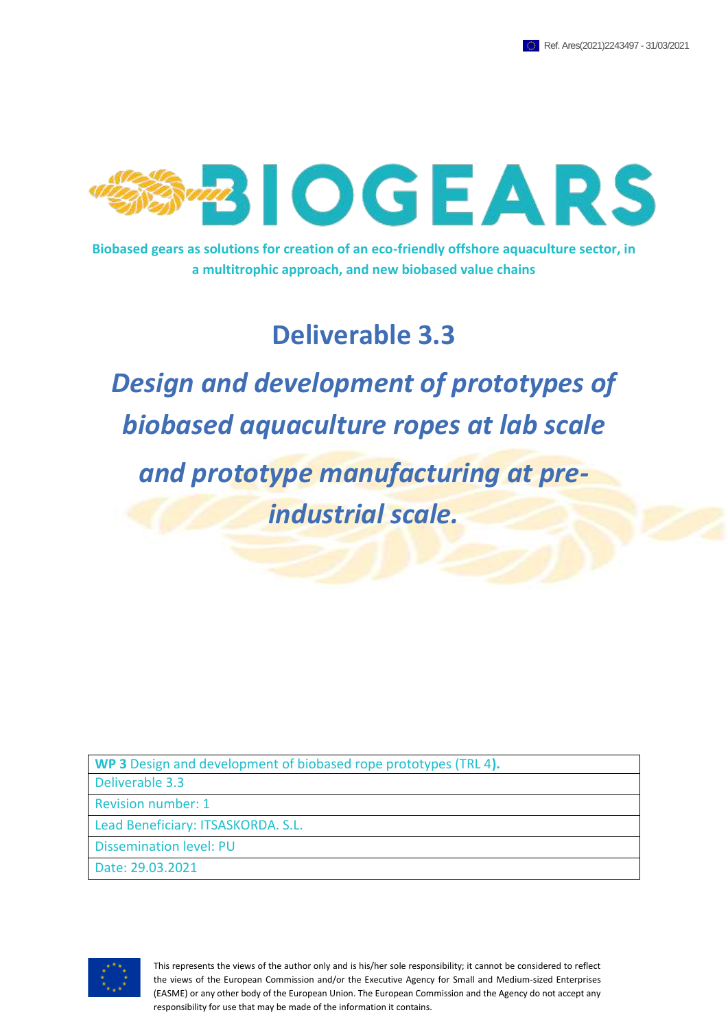Ref. Ares(2021)2243497 - 31/03/2021

# BIOGEARS

**Biobased gears as solutions for creation of an eco-friendly offshore aquaculture sector, in a multitrophic approach, and new biobased value chains**

# Deliverable 3.3

## *Design and development of prototypes of biobased aquaculture ropes at lab scale and prototype manufacturing at pre-industrial scale.*

| **WP 3** Design and development of biobased rope prototypes (TRL 4**).** |
|---|
| Deliverable 3.3 |
| Revision number: 1 |
| Lead Beneficiary: ITSASKORDA. S.L. |
| Dissemination level: PU |
| Date: 29.03.2021 |

This represents the views of the author only and is his/her sole responsibility; it cannot be considered to reflect the views of the European Commission and/or the Executive Agency for Small and Medium-sized Enterprises (EASME) or any other body of the European Union. The European Commission and the Agency do not accept any responsibility for use that may be made of the information it contains.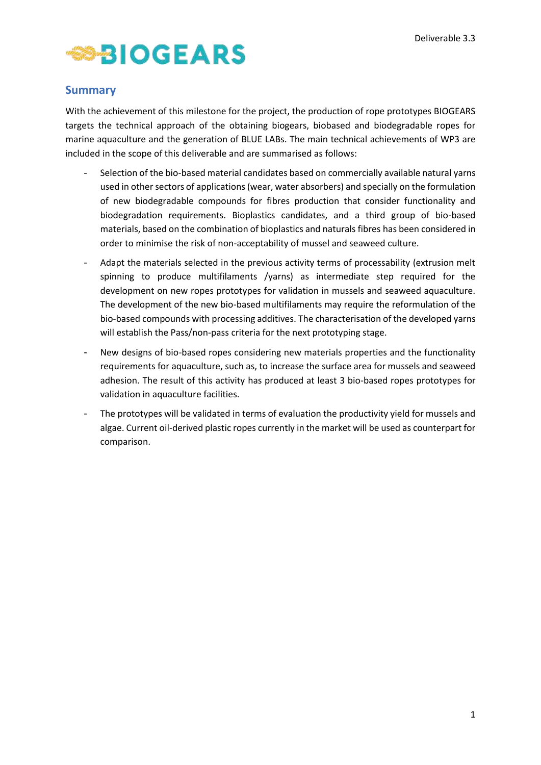## Summary

With the achievement of this milestone for the project, the production of rope prototypes BIOGEARS targets the technical approach of the obtaining biogears, biobased and biodegradable ropes for marine aquaculture and the generation of BLUE LABs. The main technical achievements of WP3 are included in the scope of this deliverable and are summarised as follows:

- Selection of the bio-based material candidates based on commercially available natural yarns used in other sectors of applications (wear, water absorbers) and specially on the formulation of new biodegradable compounds for fibres production that consider functionality and biodegradation requirements. Bioplastics candidates, and a third group of bio-based materials, based on the combination of bioplastics and naturals fibres has been considered in order to minimise the risk of non-acceptability of mussel and seaweed culture.
- Adapt the materials selected in the previous activity terms of processability (extrusion melt spinning to produce multifilaments /yarns) as intermediate step required for the development on new ropes prototypes for validation in mussels and seaweed aquaculture. The development of the new bio-based multifilaments may require the reformulation of the bio-based compounds with processing additives. The characterisation of the developed yarns will establish the Pass/non-pass criteria for the next prototyping stage.
- New designs of bio-based ropes considering new materials properties and the functionality requirements for aquaculture, such as, to increase the surface area for mussels and seaweed adhesion. The result of this activity has produced at least 3 bio-based ropes prototypes for validation in aquaculture facilities.
- The prototypes will be validated in terms of evaluation the productivity yield for mussels and algae. Current oil-derived plastic ropes currently in the market will be used as counterpart for comparison.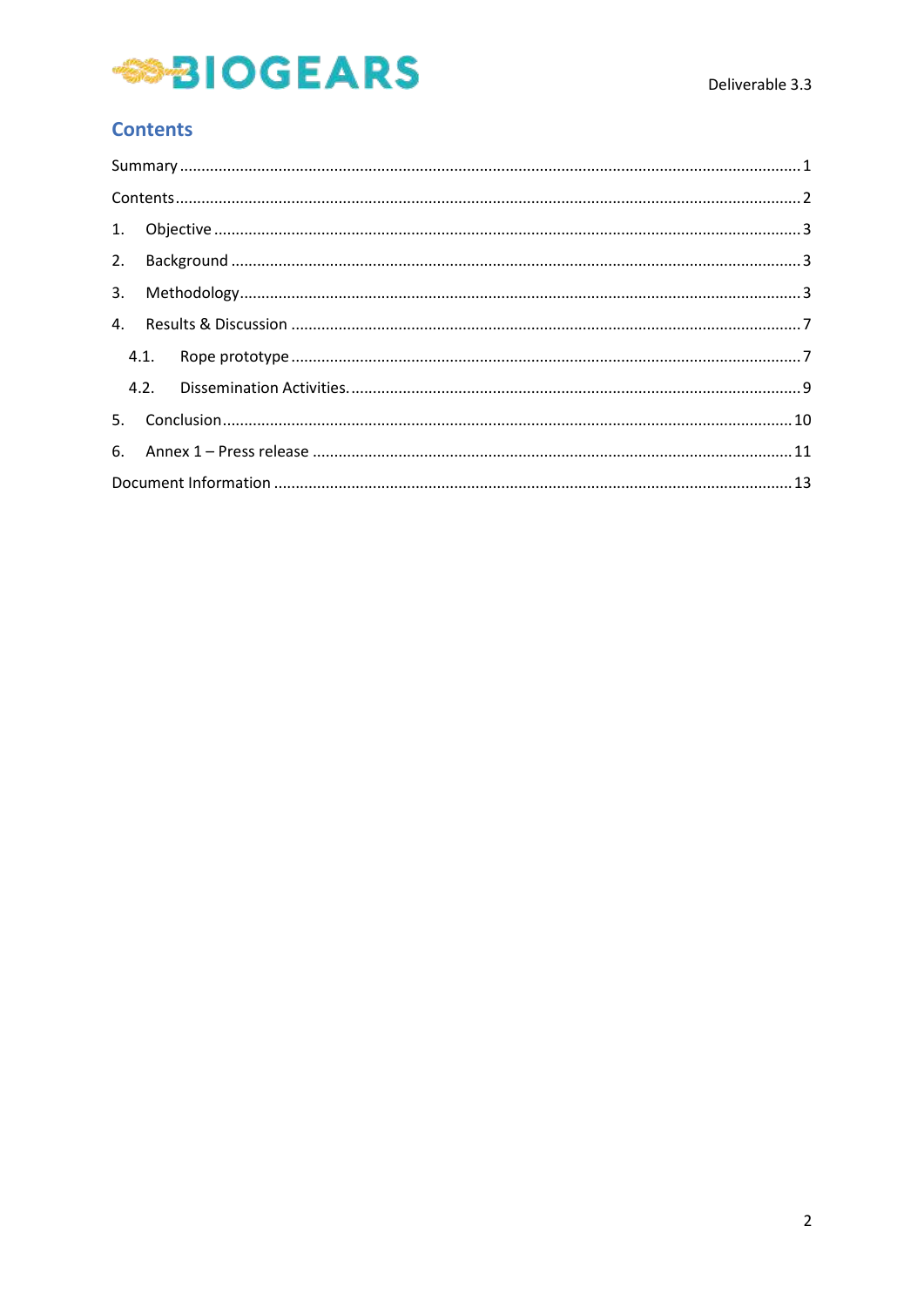# Contents

Summary ........................................................................................................................................ 1

Contents ........................................................................................................................................ 2

1. Objective ................................................................................................................................ 3

2. Background ............................................................................................................................ 3

3. Methodology .......................................................................................................................... 3

4. Results & Discussion ............................................................................................................. 7

    4.1. Rope prototype ................................................................................................................. 7

    4.2. Dissemination Activities. ................................................................................................. 9

5. Conclusion ............................................................................................................................ 10

6. Annex 1 – Press release ....................................................................................................... 11

Document Information ................................................................................................................ 13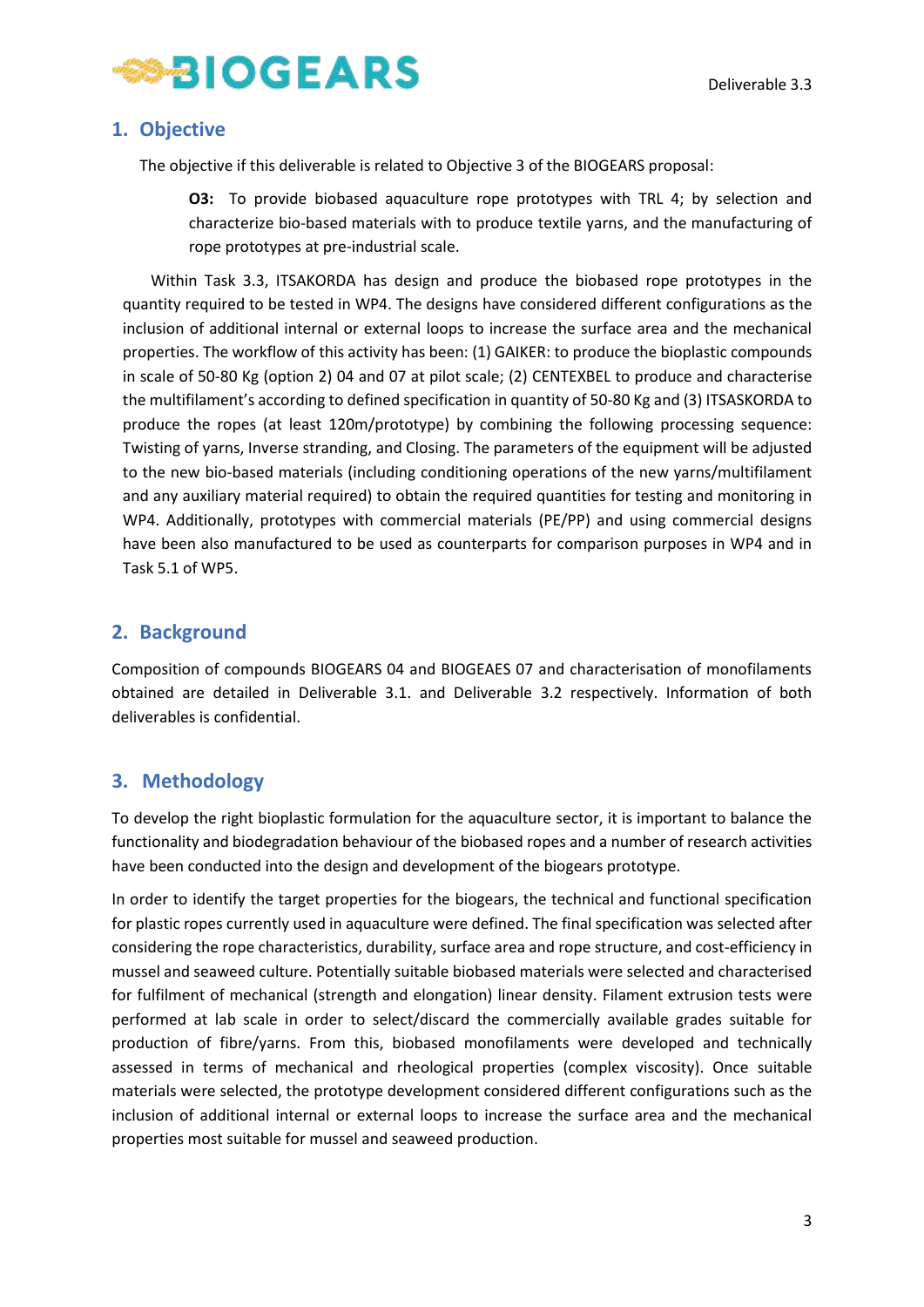## 1. Objective

The objective if this deliverable is related to Objective 3 of the BIOGEARS proposal:

> **O3:** To provide biobased aquaculture rope prototypes with TRL 4; by selection and characterize bio-based materials with to produce textile yarns, and the manufacturing of rope prototypes at pre-industrial scale.

Within Task 3.3, ITSAKORDA has design and produce the biobased rope prototypes in the quantity required to be tested in WP4. The designs have considered different configurations as the inclusion of additional internal or external loops to increase the surface area and the mechanical properties. The workflow of this activity has been: (1) GAIKER: to produce the bioplastic compounds in scale of 50-80 Kg (option 2) 04 and 07 at pilot scale; (2) CENTEXBEL to produce and characterise the multifilament's according to defined specification in quantity of 50-80 Kg and (3) ITSASKORDA to produce the ropes (at least 120m/prototype) by combining the following processing sequence: Twisting of yarns, Inverse stranding, and Closing. The parameters of the equipment will be adjusted to the new bio-based materials (including conditioning operations of the new yarns/multifilament and any auxiliary material required) to obtain the required quantities for testing and monitoring in WP4. Additionally, prototypes with commercial materials (PE/PP) and using commercial designs have been also manufactured to be used as counterparts for comparison purposes in WP4 and in Task 5.1 of WP5.

## 2. Background

Composition of compounds BIOGEARS 04 and BIOGEAES 07 and characterisation of monofilaments obtained are detailed in Deliverable 3.1. and Deliverable 3.2 respectively. Information of both deliverables is confidential.

## 3. Methodology

To develop the right bioplastic formulation for the aquaculture sector, it is important to balance the functionality and biodegradation behaviour of the biobased ropes and a number of research activities have been conducted into the design and development of the biogears prototype.

In order to identify the target properties for the biogears, the technical and functional specification for plastic ropes currently used in aquaculture were defined. The final specification was selected after considering the rope characteristics, durability, surface area and rope structure, and cost-efficiency in mussel and seaweed culture. Potentially suitable biobased materials were selected and characterised for fulfilment of mechanical (strength and elongation) linear density. Filament extrusion tests were performed at lab scale in order to select/discard the commercially available grades suitable for production of fibre/yarns. From this, biobased monofilaments were developed and technically assessed in terms of mechanical and rheological properties (complex viscosity). Once suitable materials were selected, the prototype development considered different configurations such as the inclusion of additional internal or external loops to increase the surface area and the mechanical properties most suitable for mussel and seaweed production.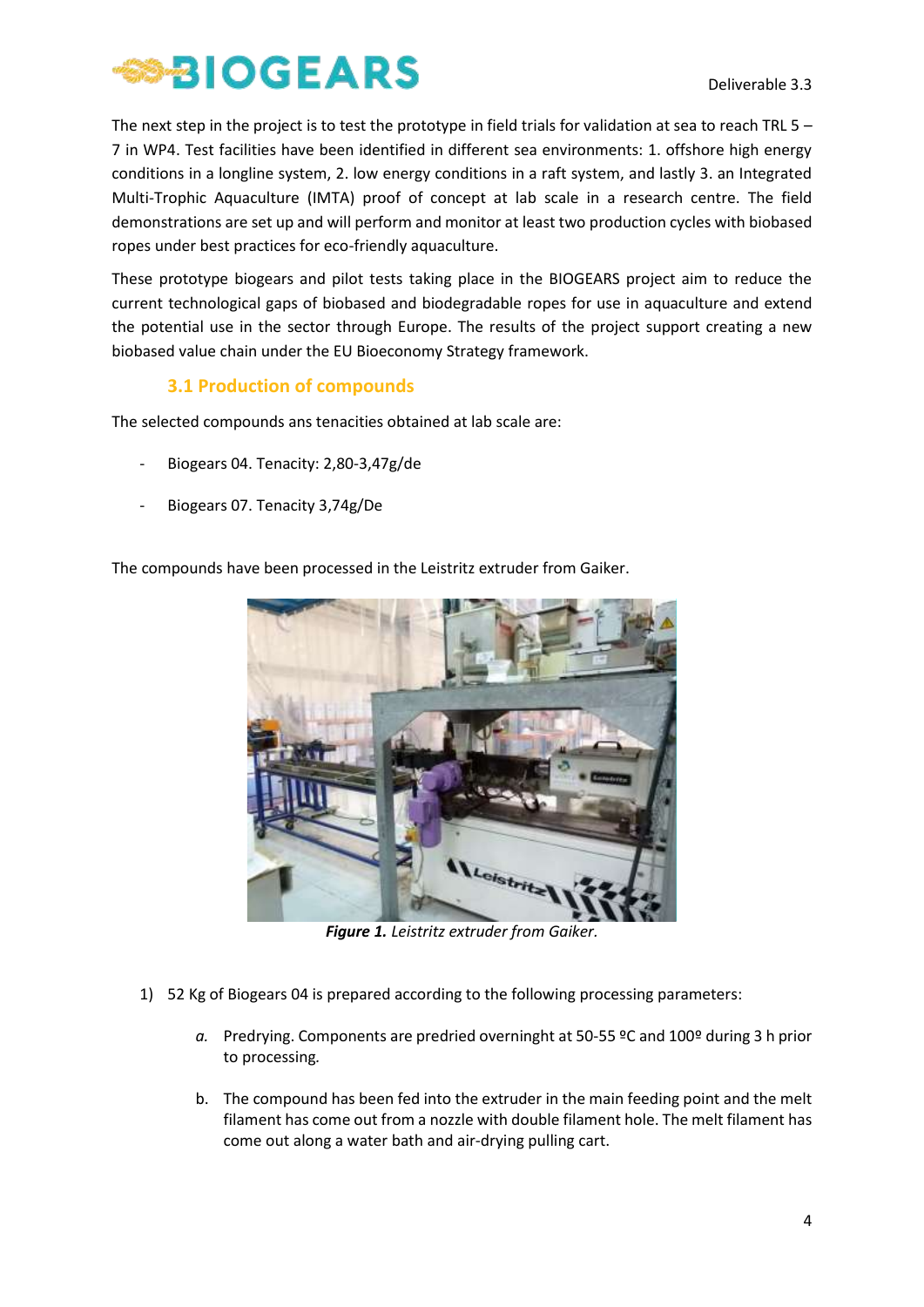The next step in the project is to test the prototype in field trials for validation at sea to reach TRL 5 – 7 in WP4. Test facilities have been identified in different sea environments: 1. offshore high energy conditions in a longline system, 2. low energy conditions in a raft system, and lastly 3. an Integrated Multi-Trophic Aquaculture (IMTA) proof of concept at lab scale in a research centre. The field demonstrations are set up and will perform and monitor at least two production cycles with biobased ropes under best practices for eco-friendly aquaculture.

These prototype biogears and pilot tests taking place in the BIOGEARS project aim to reduce the current technological gaps of biobased and biodegradable ropes for use in aquaculture and extend the potential use in the sector through Europe. The results of the project support creating a new biobased value chain under the EU Bioeconomy Strategy framework.

## 3.1 Production of compounds

The selected compounds ans tenacities obtained at lab scale are:

- Biogears 04. Tenacity: 2,80-3,47g/de
- Biogears 07. Tenacity 3,74g/De

The compounds have been processed in the Leistritz extruder from Gaiker.

***Figure 1.*** *Leistritz extruder from Gaiker.*

1) 52 Kg of Biogears 04 is prepared according to the following processing parameters:

    *a.* Predrying. Components are predried overninght at 50-55 ºC and 100º during 3 h prior to processing.

    b. The compound has been fed into the extruder in the main feeding point and the melt filament has come out from a nozzle with double filament hole. The melt filament has come out along a water bath and air-drying pulling cart.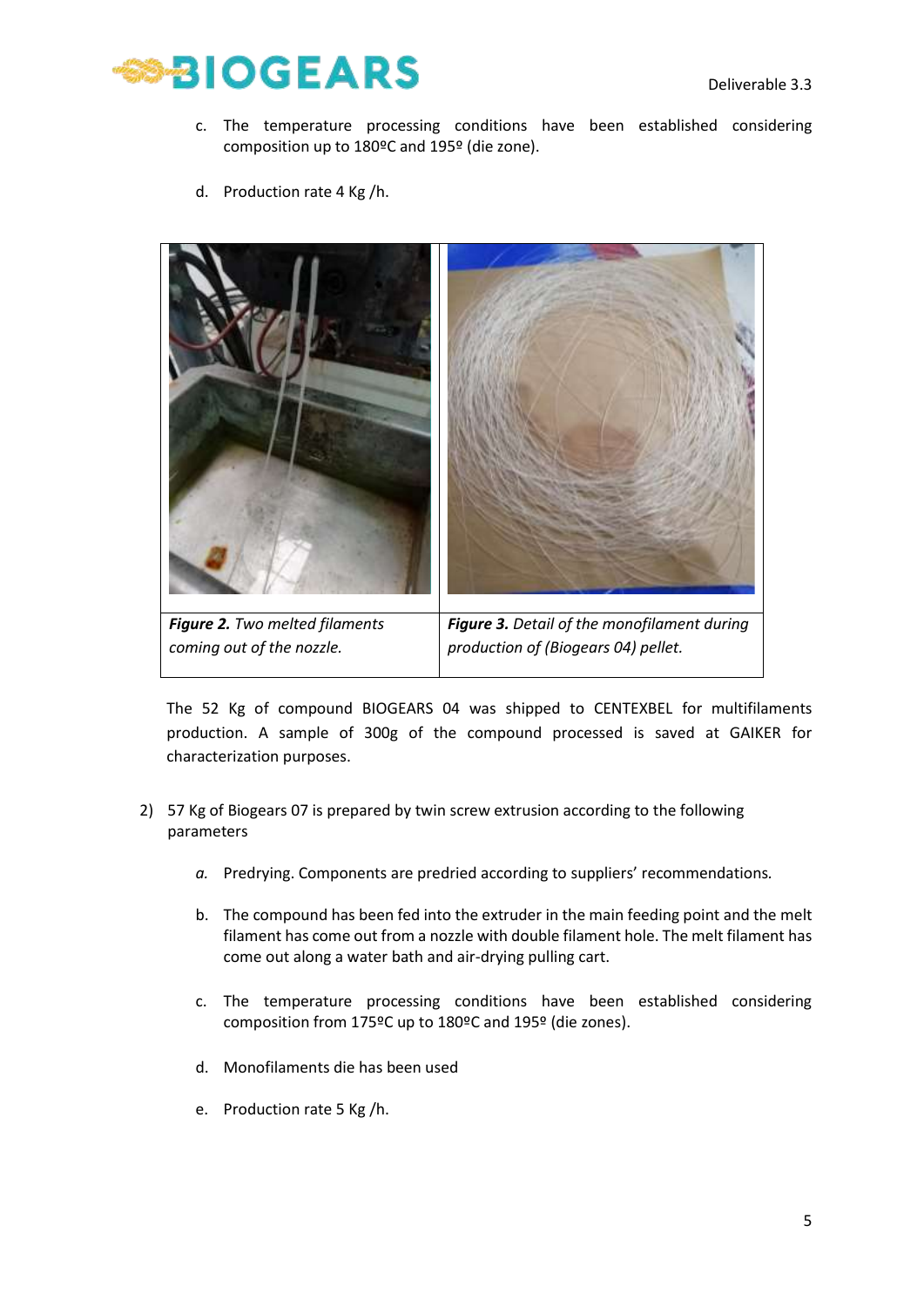c. The temperature processing conditions have been established considering composition up to 180ºC and 195º (die zone).

d. Production rate 4 Kg /h.

| | |
|---|---|
| ***Figure 2.*** *Two melted filaments coming out of the nozzle.* | ***Figure 3.*** *Detail of the monofilament during production of (Biogears 04) pellet.* |

The 52 Kg of compound BIOGEARS 04 was shipped to CENTEXBEL for multifilaments production. A sample of 300g of the compound processed is saved at GAIKER for characterization purposes.

2) 57 Kg of Biogears 07 is prepared by twin screw extrusion according to the following parameters

   *a.* Predrying. Components are predried according to suppliers' recommendations.

   b. The compound has been fed into the extruder in the main feeding point and the melt filament has come out from a nozzle with double filament hole. The melt filament has come out along a water bath and air-drying pulling cart.

   c. The temperature processing conditions have been established considering composition from 175ºC up to 180ºC and 195º (die zones).

   d. Monofilaments die has been used

   e. Production rate 5 Kg /h.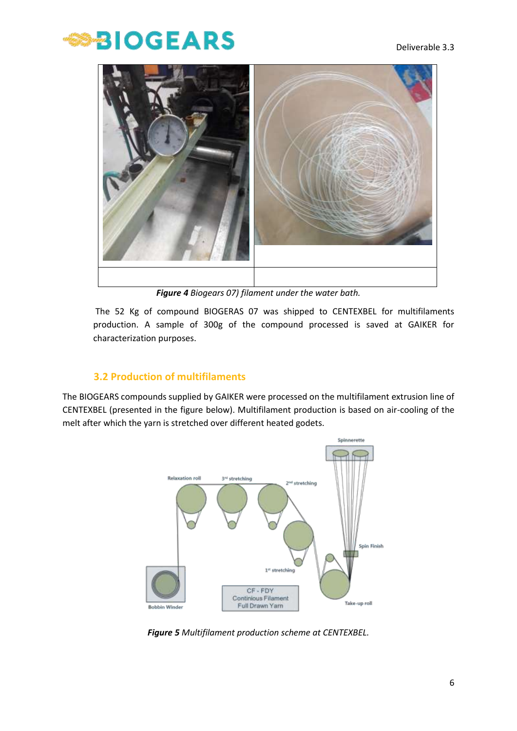*Figure 4* Biogears 07) filament under the water bath.

The 52 Kg of compound BIOGERAS 07 was shipped to CENTEXBEL for multifilaments production. A sample of 300g of the compound processed is saved at GAIKER for characterization purposes.

## 3.2 Production of multifilaments

The BIOGEARS compounds supplied by GAIKER were processed on the multifilament extrusion line of CENTEXBEL (presented in the figure below). Multifilament production is based on air-cooling of the melt after which the yarn is stretched over different heated godets.

***Figure 5*** *Multifilament production scheme at CENTEXBEL.*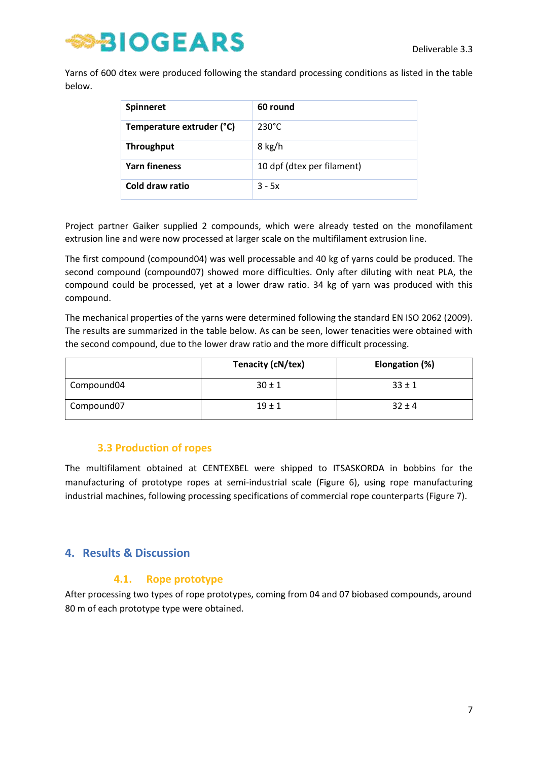Yarns of 600 dtex were produced following the standard processing conditions as listed in the table below.

| Spinneret | 60 round |
|---|---|
| Temperature extruder (°C) | 230°C |
| Throughput | 8 kg/h |
| Yarn fineness | 10 dpf (dtex per filament) |
| Cold draw ratio | 3 - 5x |

Project partner Gaiker supplied 2 compounds, which were already tested on the monofilament extrusion line and were now processed at larger scale on the multifilament extrusion line.

The first compound (compound04) was well processable and 40 kg of yarns could be produced. The second compound (compound07) showed more difficulties. Only after diluting with neat PLA, the compound could be processed, yet at a lower draw ratio. 34 kg of yarn was produced with this compound.

The mechanical properties of the yarns were determined following the standard EN ISO 2062 (2009). The results are summarized in the table below. As can be seen, lower tenacities were obtained with the second compound, due to the lower draw ratio and the more difficult processing.

| | Tenacity (cN/tex) | Elongation (%) |
|---|---|---|
| Compound04 | 30 ± 1 | 33 ± 1 |
| Compound07 | 19 ± 1 | 32 ± 4 |

### 3.3 Production of ropes

The multifilament obtained at CENTEXBEL were shipped to ITSASKORDA in bobbins for the manufacturing of prototype ropes at semi-industrial scale (Figure 6), using rope manufacturing industrial machines, following processing specifications of commercial rope counterparts (Figure 7).

## 4. Results & Discussion

### 4.1. Rope prototype

After processing two types of rope prototypes, coming from 04 and 07 biobased compounds, around 80 m of each prototype type were obtained.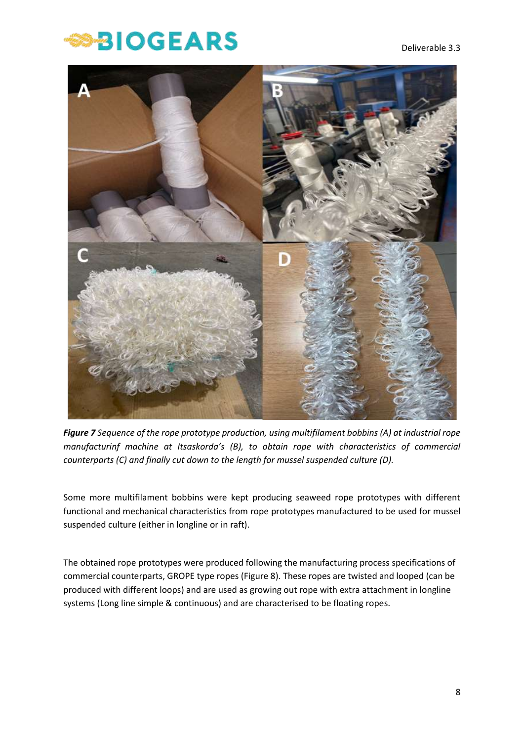***Figure 7*** *Sequence of the rope prototype production, using multifilament bobbins (A) at industrial rope manufacturinf machine at Itsaskorda's (B), to obtain rope with characteristics of commercial counterparts (C) and finally cut down to the length for mussel suspended culture (D).*

Some more multifilament bobbins were kept producing seaweed rope prototypes with different functional and mechanical characteristics from rope prototypes manufactured to be used for mussel suspended culture (either in longline or in raft).

The obtained rope prototypes were produced following the manufacturing process specifications of commercial counterparts, GROPE type ropes (Figure 8). These ropes are twisted and looped (can be produced with different loops) and are used as growing out rope with extra attachment in longline systems (Long line simple & continuous) and are characterised to be floating ropes.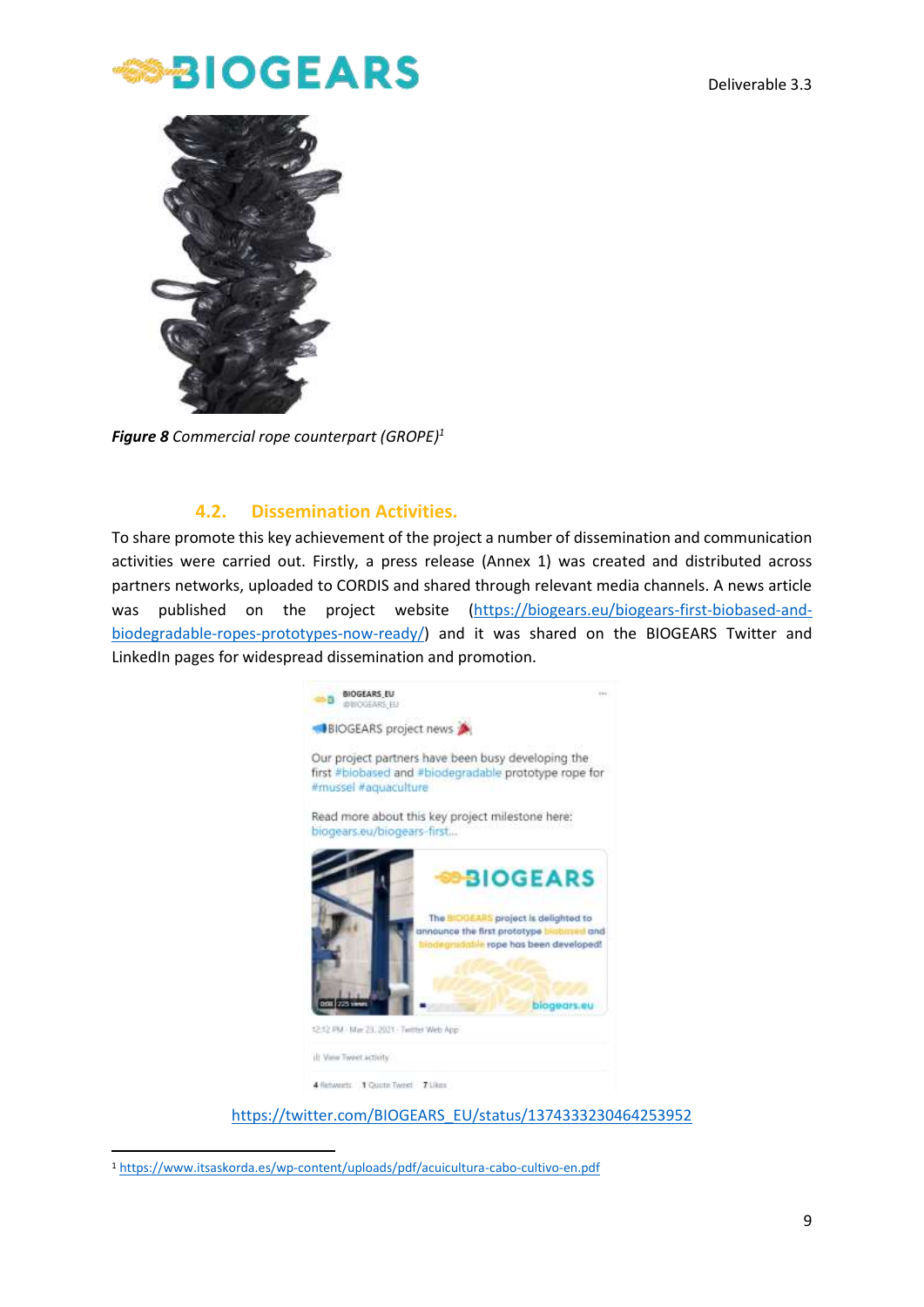***Figure 8** Commercial rope counterpart (GROPE)*[1]

### 4.2. Dissemination Activities.

To share promote this key achievement of the project a number of dissemination and communication activities were carried out. Firstly, a press release (Annex 1) was created and distributed across partners networks, uploaded to CORDIS and shared through relevant media channels. A news article was published on the project website (https://biogears.eu/biogears-first-biobased-and-biodegradable-ropes-prototypes-now-ready/) and it was shared on the BIOGEARS Twitter and LinkedIn pages for widespread dissemination and promotion.

https://twitter.com/BIOGEARS_EU/status/1374333230464253952

---

[1] https://www.itsaskorda.es/wp-content/uploads/pdf/acuicultura-cabo-cultivo-en.pdf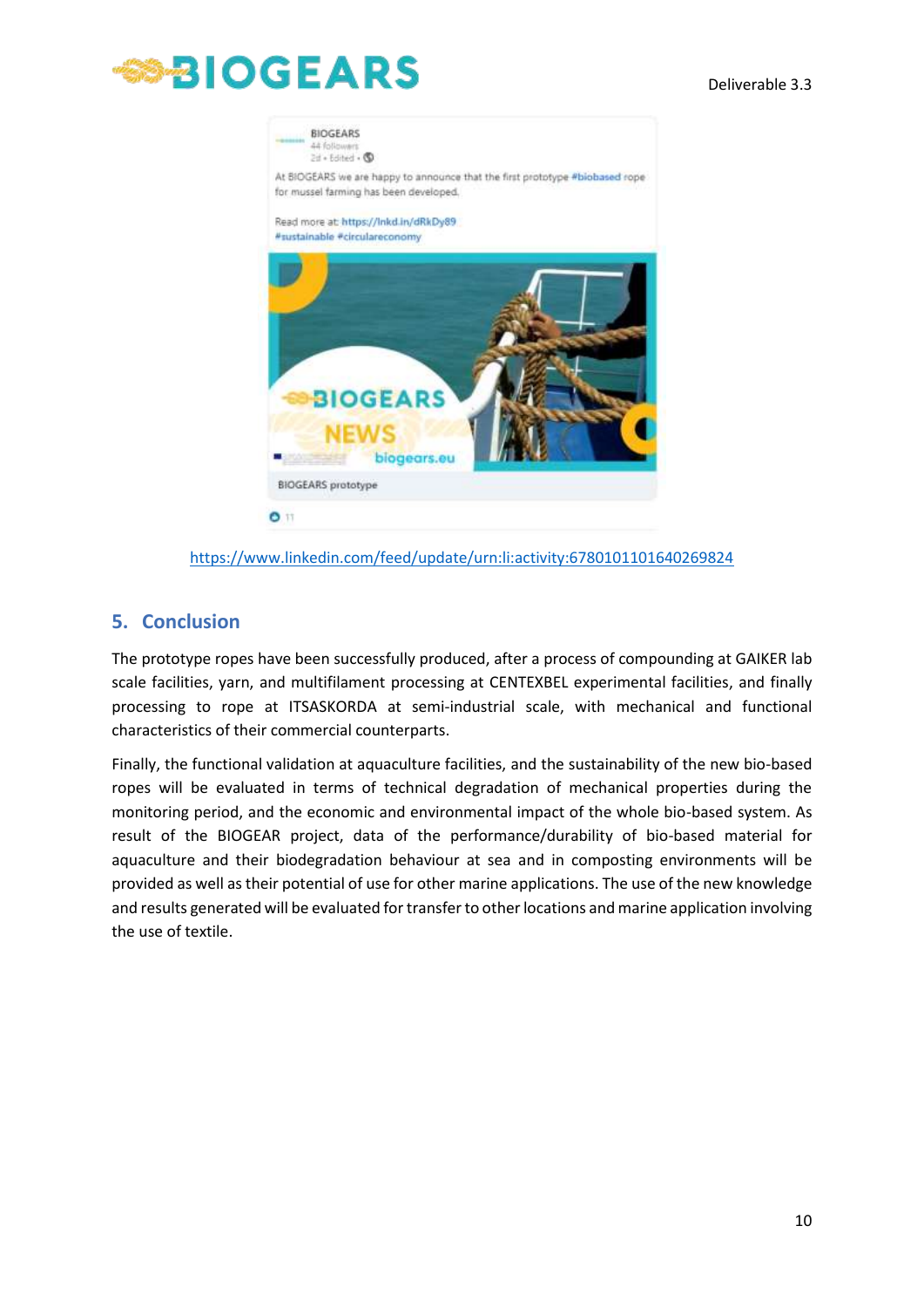https://www.linkedin.com/feed/update/urn:li:activity:6780101101640269824

## 5. Conclusion

The prototype ropes have been successfully produced, after a process of compounding at GAIKER lab scale facilities, yarn, and multifilament processing at CENTEXBEL experimental facilities, and finally processing to rope at ITSASKORDA at semi-industrial scale, with mechanical and functional characteristics of their commercial counterparts.

Finally, the functional validation at aquaculture facilities, and the sustainability of the new bio-based ropes will be evaluated in terms of technical degradation of mechanical properties during the monitoring period, and the economic and environmental impact of the whole bio-based system. As result of the BIOGEAR project, data of the performance/durability of bio-based material for aquaculture and their biodegradation behaviour at sea and in composting environments will be provided as well as their potential of use for other marine applications. The use of the new knowledge and results generated will be evaluated for transfer to other locations and marine application involving the use of textile.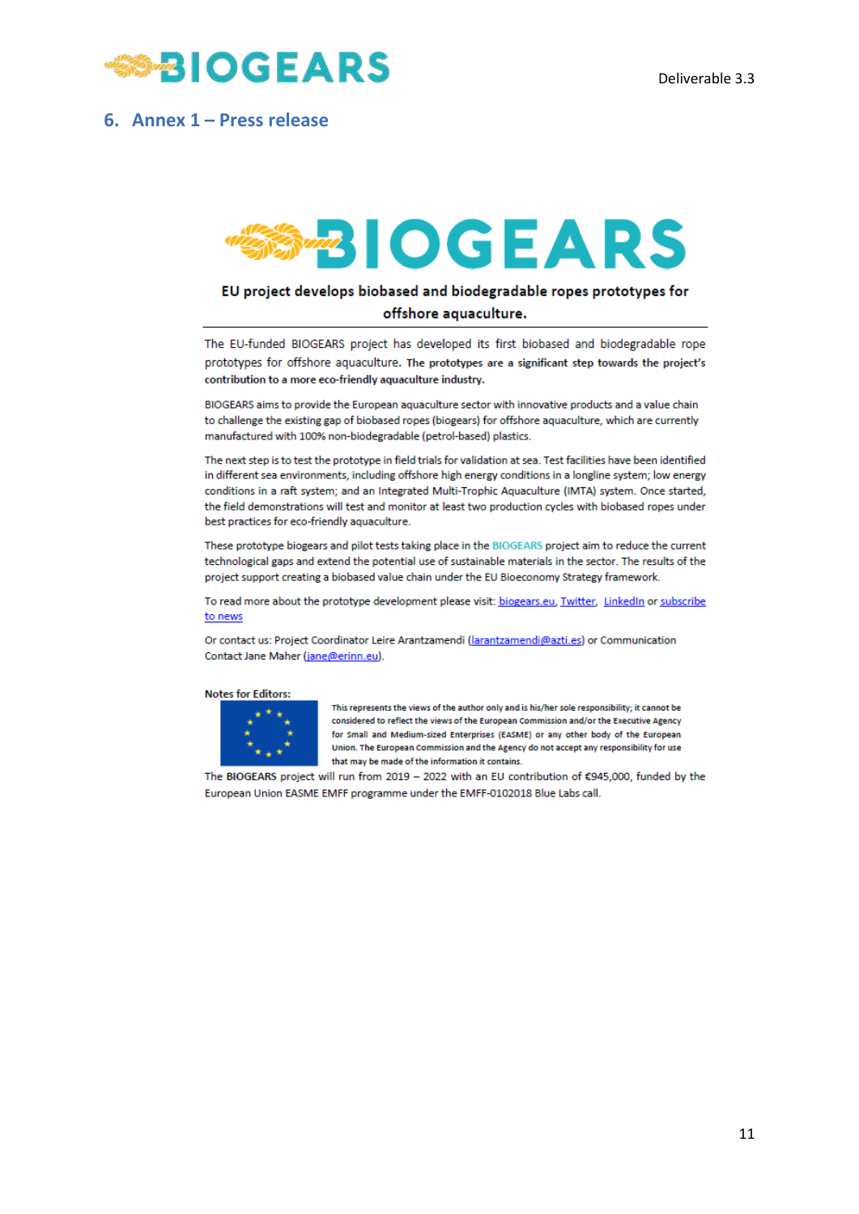## 6. Annex 1 – Press release

**BIOGEARS**

**EU project develops biobased and biodegradable ropes prototypes for offshore aquaculture.**

The EU-funded BIOGEARS project has developed its first biobased and biodegradable rope prototypes for offshore aquaculture. **The prototypes are a significant step towards the project's contribution to a more eco-friendly aquaculture industry.**

BIOGEARS aims to provide the European aquaculture sector with innovative products and a value chain to challenge the existing gap of biobased ropes (biogears) for offshore aquaculture, which are currently manufactured with 100% non-biodegradable (petrol-based) plastics.

The next step is to test the prototype in field trials for validation at sea. Test facilities have been identified in different sea environments, including offshore high energy conditions in a longline system; low energy conditions in a raft system; and an Integrated Multi-Trophic Aquaculture (IMTA) system. Once started, the field demonstrations will test and monitor at least two production cycles with biobased ropes under best practices for eco-friendly aquaculture.

These prototype biogears and pilot tests taking place in the BIOGEARS project aim to reduce the current technological gaps and extend the potential use of sustainable materials in the sector. The results of the project support creating a biobased value chain under the EU Bioeconomy Strategy framework.

To read more about the prototype development please visit: biogears.eu, Twitter, LinkedIn or subscribe to news

Or contact us: Project Coordinator Leire Arantzamendi (larantzamendi@azti.es) or Communication Contact Jane Maher (jane@erinn.eu).

**Notes for Editors:**

This represents the views of the author only and is his/her sole responsibility; it cannot be considered to reflect the views of the European Commission and/or the Executive Agency for Small and Medium-sized Enterprises (EASME) or any other body of the European Union. The European Commission and the Agency do not accept any responsibility for use that may be made of the information it contains.

The **BIOGEARS** project will run from 2019 – 2022 with an EU contribution of €945,000, funded by the European Union EASME EMFF programme under the EMFF-0102018 Blue Labs call.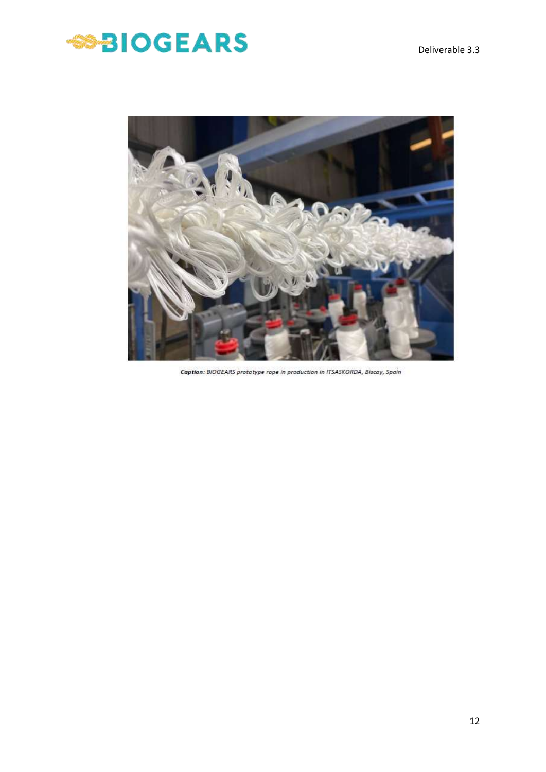**Caption**: *BIOGEARS prototype rope in production in ITSASKORDA, Biscay, Spain*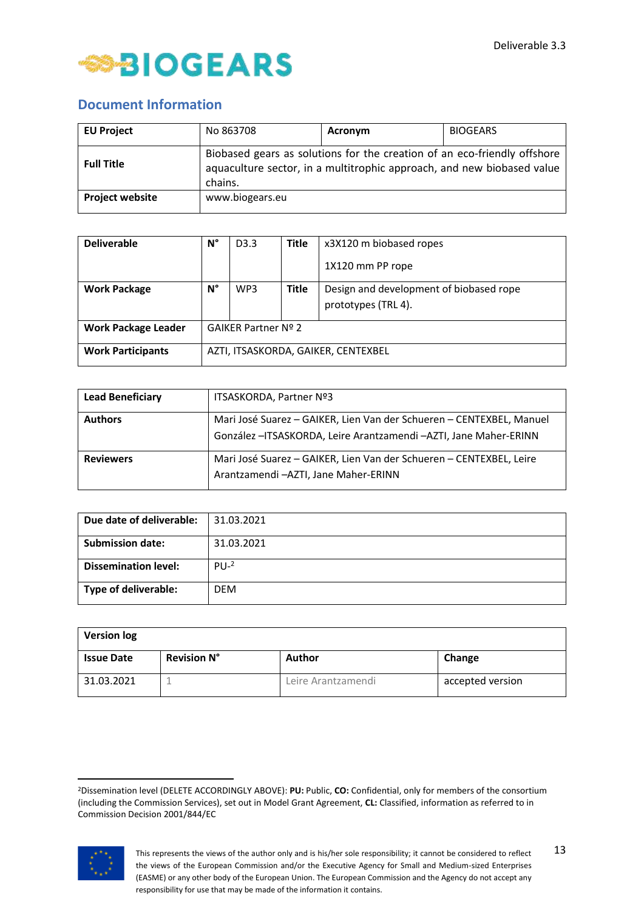## Document Information

| | | | |
|---|---|---|---|
| **EU Project** | No 863708 | **Acronym** | BIOGEARS |
| **Full Title** | Biobased gears as solutions for the creation of an eco-friendly offshore aquaculture sector, in a multitrophic approach, and new biobased value chains. | | |
| **Project website** | www.biogears.eu | | |

| | | | | |
|---|---|---|---|---|
| **Deliverable** | N° | D3.3 | **Title** | x3X120 m biobased ropes<br><br>1X120 mm PP rope |
| **Work Package** | N° | WP3 | **Title** | Design and development of biobased rope prototypes (TRL 4). |
| **Work Package Leader** | GAIKER Partner Nº 2 | | | |
| **Work Participants** | AZTI, ITSASKORDA, GAIKER, CENTEXBEL | | | |

| | |
|---|---|
| **Lead Beneficiary** | ITSASKORDA, Partner Nº3 |
| **Authors** | Mari José Suarez – GAIKER, Lien Van der Schueren – CENTEXBEL, Manuel González –ITSASKORDA, Leire Arantzamendi –AZTI, Jane Maher-ERINN |
| **Reviewers** | Mari José Suarez – GAIKER, Lien Van der Schueren – CENTEXBEL, Leire Arantzamendi –AZTI, Jane Maher-ERINN |

| | |
|---|---|
| **Due date of deliverable:** | 31.03.2021 |
| **Submission date:** | 31.03.2021 |
| **Dissemination level:** | PU-[2] |
| **Type of deliverable:** | DEM |

| **Version log** | | | |
|---|---|---|---|
| **Issue Date** | **Revision N°** | **Author** | **Change** |
| 31.03.2021 | 1 | Leire Arantzamendi | accepted version |

[2]Dissemination level (DELETE ACCORDINGLY ABOVE): **PU:** Public, **CO:** Confidential, only for members of the consortium (including the Commission Services), set out in Model Grant Agreement, **CL:** Classified, information as referred to in Commission Decision 2001/844/EC

This represents the views of the author only and is his/her sole responsibility; it cannot be considered to reflect the views of the European Commission and/or the Executive Agency for Small and Medium-sized Enterprises (EASME) or any other body of the European Union. The European Commission and the Agency do not accept any responsibility for use that may be made of the information it contains.